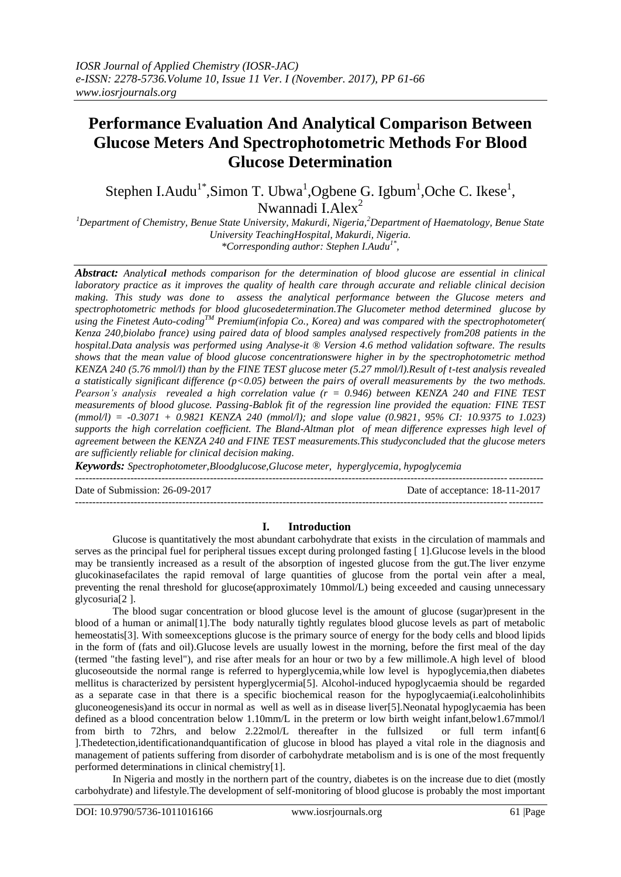*IOSR Journal of Applied Chemistry (IOSR-JAC)*
*e-ISSN: 2278-5736.Volume 10, Issue 11 Ver. I (November. 2017), PP 61-66*
*www.iosrjournals.org*

# Performance Evaluation And Analytical Comparison Between Glucose Meters And Spectrophotometric Methods For Blood Glucose Determination

Stephen I.Audu[1*],Simon T. Ubwa[1],Ogbene G. Igbum[1],Oche C. Ikese[1], Nwannadi I.Alex[2]

*[1]Department of Chemistry, Benue State University, Makurdi, Nigeria,[2]Department of Haematology, Benue State University TeachingHospital, Makurdi, Nigeria.*
*\*Corresponding author: Stephen I.Audu[1*],*

***Abstract:*** *Analytical methods comparison for the determination of blood glucose are essential in clinical laboratory practice as it improves the quality of health care through accurate and reliable clinical decision making. This study was done to assess the analytical performance between the Glucose meters and spectrophotometric methods for blood glucosedetermination.The Glucometer method determined glucose by using the Finetest Auto-coding[TM] Premium(infopia Co., Korea) and was compared with the spectrophotometer( Kenza 240,biolabo france) using paired data of blood samples analysed respectively from208 patients in the hospital.Data analysis was performed using Analyse-it ® Version 4.6 method validation software. The results shows that the mean value of blood glucose concentrationswere higher in by the spectrophotometric method KENZA 240 (5.76 mmol/l) than by the FINE TEST glucose meter (5.27 mmol/l).Result of t-test analysis revealed a statistically significant difference ($p<0.05$) between the pairs of overall measurements by the two methods. Pearson's analysis revealed a high correlation value ($r = 0.946$) between KENZA 240 and FINE TEST measurements of blood glucose. Passing-Bablok fit of the regression line provided the equation: FINE TEST (mmol/l) = -0.3071 + 0.9821 KENZA 240 (mmol/l); and slope value (0.9821, 95% CI: 10.9375 to 1.023) supports the high correlation coefficient. The Bland-Altman plot of mean difference expresses high level of agreement between the KENZA 240 and FINE TEST measurements.This studyconcluded that the glucose meters are sufficiently reliable for clinical decision making.*

***Keywords:*** *Spectrophotometer,Bloodglucose,Glucose meter, hyperglycemia, hypoglycemia*

---

Date of Submission: 26-09-2017 Date of acceptance: 18-11-2017

---

## I. Introduction

Glucose is quantitatively the most abundant carbohydrate that exists in the circulation of mammals and serves as the principal fuel for peripheral tissues except during prolonged fasting [ 1].Glucose levels in the blood may be transiently increased as a result of the absorption of ingested glucose from the gut.The liver enzyme glucokinasefacilates the rapid removal of large quantities of glucose from the portal vein after a meal, preventing the renal threshold for glucose(approximately 10mmol/L) being exceeded and causing unnecessary glycosuria[2 ].

The blood sugar concentration or blood glucose level is the amount of glucose (sugar)present in the blood of a human or animal[1].The body naturally tightly regulates blood glucose levels as part of metabolic hemeostatis[3]. With someexceptions glucose is the primary source of energy for the body cells and blood lipids in the form of (fats and oil).Glucose levels are usually lowest in the morning, before the first meal of the day (termed "the fasting level"), and rise after meals for an hour or two by a few millimole.A high level of blood glucoseoutside the normal range is referred to hyperglycemia,while low level is hypoglycemia,then diabetes mellitus is characterized by persistent hyperglycermia[5]. Alcohol-induced hypoglycaemia should be regarded as a separate case in that there is a specific biochemical reason for the hypoglycaemia(i.ealcoholinhibits gluconeogenesis)and its occur in normal as well as well as in disease liver[5].Neonatal hypoglycaemia has been defined as a blood concentration below 1.10mm/L in the preterm or low birth weight infant,below1.67mmol/l from birth to 72hrs, and below 2.22mol/L thereafter in the fullsized or full term infant[6 ].Thedetection,identificationandquantification of glucose in blood has played a vital role in the diagnosis and management of patients suffering from disorder of carbohydrate metabolism and is is one of the most frequently performed determinations in clinical chemistry[1].

In Nigeria and mostly in the northern part of the country, diabetes is on the increase due to diet (mostly carbohydrate) and lifestyle.The development of self-monitoring of blood glucose is probably the most important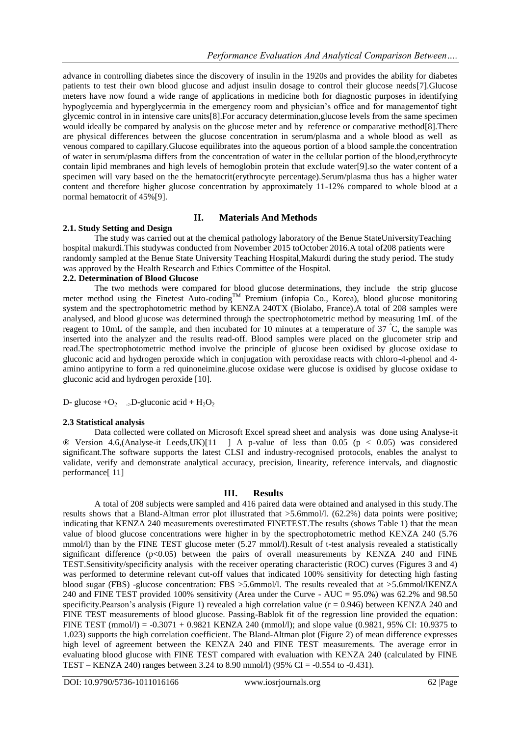advance in controlling diabetes since the discovery of insulin in the 1920s and provides the ability for diabetes patients to test their own blood glucose and adjust insulin dosage to control their glucose needs[7].Glucose meters have now found a wide range of applications in medicine both for diagnostic purposes in identifying hypoglycemia and hyperglycermia in the emergency room and physician's office and for managementof tight glycemic control in in intensive care units[8].For accuracy determination,glucose levels from the same specimen would ideally be compared by analysis on the glucose meter and by reference or comparative method[8].There are physical differences between the glucose concentration in serum/plasma and a whole blood as well as venous compared to capillary.Glucose equilibrates into the aqueous portion of a blood sample.the concentration of water in serum/plasma differs from the concentration of water in the cellular portion of the blood,erythrocyte contain lipid membranes and high levels of hemoglobin protein that exclude water[9].so the water content of a specimen will vary based on the the hematocrit(erythrocyte percentage).Serum/plasma thus has a higher water content and therefore higher glucose concentration by approximately 11-12% compared to whole blood at a normal hematocrit of 45%[9].

## II. Materials And Methods

### 2.1. Study Setting and Design

The study was carried out at the chemical pathology laboratory of the Benue StateUniversityTeaching hospital makurdi.This studywas conducted from November 2015 toOctober 2016.A total of208 patients were randomly sampled at the Benue State University Teaching Hospital,Makurdi during the study period. The study was approved by the Health Research and Ethics Committee of the Hospital.

### 2.2. Determination of Blood Glucose

The two methods were compared for blood glucose determinations, they include the strip glucose meter method using the Finetest Auto-coding™ Premium (infopia Co., Korea), blood glucose monitoring system and the spectrophotometric method by KENZA 240TX (Biolabo, France).A total of 208 samples were analysed, and blood glucose was determined through the spectrophotometric method by measuring 1mL of the reagent to 10mL of the sample, and then incubated for 10 minutes at a temperature of 37 °C, the sample was inserted into the analyzer and the results read-off. Blood samples were placed on the glucometer strip and read.The spectrophotometric method involve the principle of glucose been oxidised by glucose oxidase to gluconic acid and hydrogen peroxide which in conjugation with peroxidase reacts with chloro-4-phenol and 4-amino antipyrine to form a red quinoneimine.glucose oxidase were glucose is oxidised by glucose oxidase to gluconic acid and hydrogen peroxide [10].

$$\text{D-glucose} + O_2 \rightarrow \text{D-gluconic acid} + H_2O_2$$

### 2.3 Statistical analysis

Data collected were collated on Microsoft Excel spread sheet and analysis was done using Analyse-it ® Version 4.6,(Analyse-it Leeds,UK)[11 ] A p-value of less than 0.05 ($p < 0.05$) was considered significant.The software supports the latest CLSI and industry-recognised protocols, enables the analyst to validate, verify and demonstrate analytical accuracy, precision, linearity, reference intervals, and diagnostic performance[ 11]

## III. Results

A total of 208 subjects were sampled and 416 paired data were obtained and analysed in this study.The results shows that a Bland-Altman error plot illustrated that >5.6mmol/l. (62.2%) data points were positive; indicating that KENZA 240 measurements overestimated FINETEST.The results (shows Table 1) that the mean value of blood glucose concentrations were higher in by the spectrophotometric method KENZA 240 (5.76 mmol/l) than by the FINE TEST glucose meter (5.27 mmol/l).Result of t-test analysis revealed a statistically significant difference ($p<0.05$) between the pairs of overall measurements by KENZA 240 and FINE TEST.Sensitivity/specificity analysis with the receiver operating characteristic (ROC) curves (Figures 3 and 4) was performed to determine relevant cut-off values that indicated 100% sensitivity for detecting high fasting blood sugar (FBS) -glucose concentration: FBS >5.6mmol/l. The results revealed that at >5.6mmol/lKENZA 240 and FINE TEST provided 100% sensitivity (Area under the Curve - AUC = 95.0%) was 62.2% and 98.50 specificity.Pearson's analysis (Figure 1) revealed a high correlation value ($r = 0.946$) between KENZA 240 and FINE TEST measurements of blood glucose. Passing-Bablok fit of the regression line provided the equation: FINE TEST (mmol/l) = -0.3071 + 0.9821 KENZA 240 (mmol/l); and slope value (0.9821, 95% CI: 10.9375 to 1.023) supports the high correlation coefficient. The Bland-Altman plot (Figure 2) of mean difference expresses high level of agreement between the KENZA 240 and FINE TEST measurements. The average error in evaluating blood glucose with FINE TEST compared with evaluation with KENZA 240 (calculated by FINE TEST – KENZA 240) ranges between 3.24 to 8.90 mmol/l) (95% CI = -0.554 to -0.431).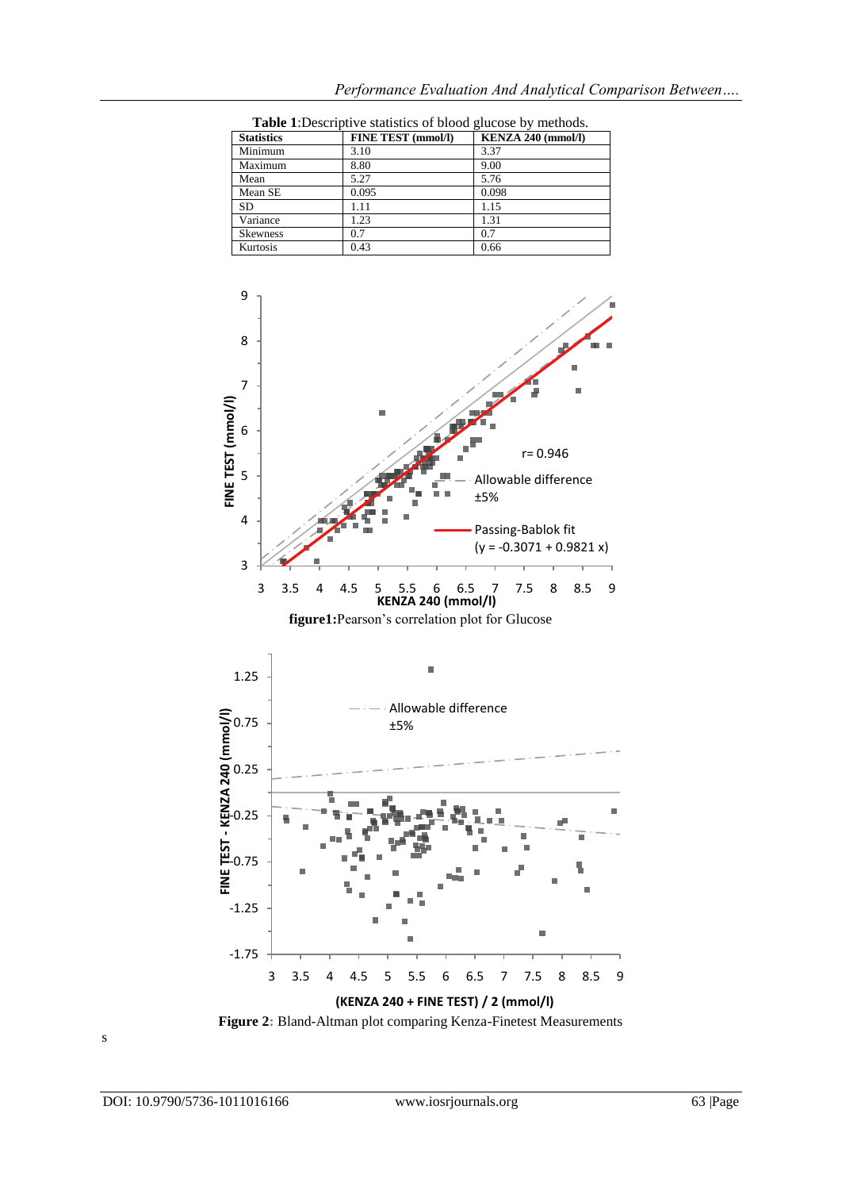**Table 1**:Descriptive statistics of blood glucose by methods.

| Statistics | FINE TEST (mmol/l) | KENZA 240 (mmol/l) |
|---|---|---|
| Minimum | 3.10 | 3.37 |
| Maximum | 8.80 | 9.00 |
| Mean | 5.27 | 5.76 |
| Mean SE | 0.095 | 0.098 |
| SD | 1.11 | 1.15 |
| Variance | 1.23 | 1.31 |
| Skewness | 0.7 | 0.7 |
| Kurtosis | 0.43 | 0.66 |

**figure1:**Pearson's correlation plot for Glucose

**Figure 2:** Bland-Altman plot comparing Kenza-Finetest Measurements

s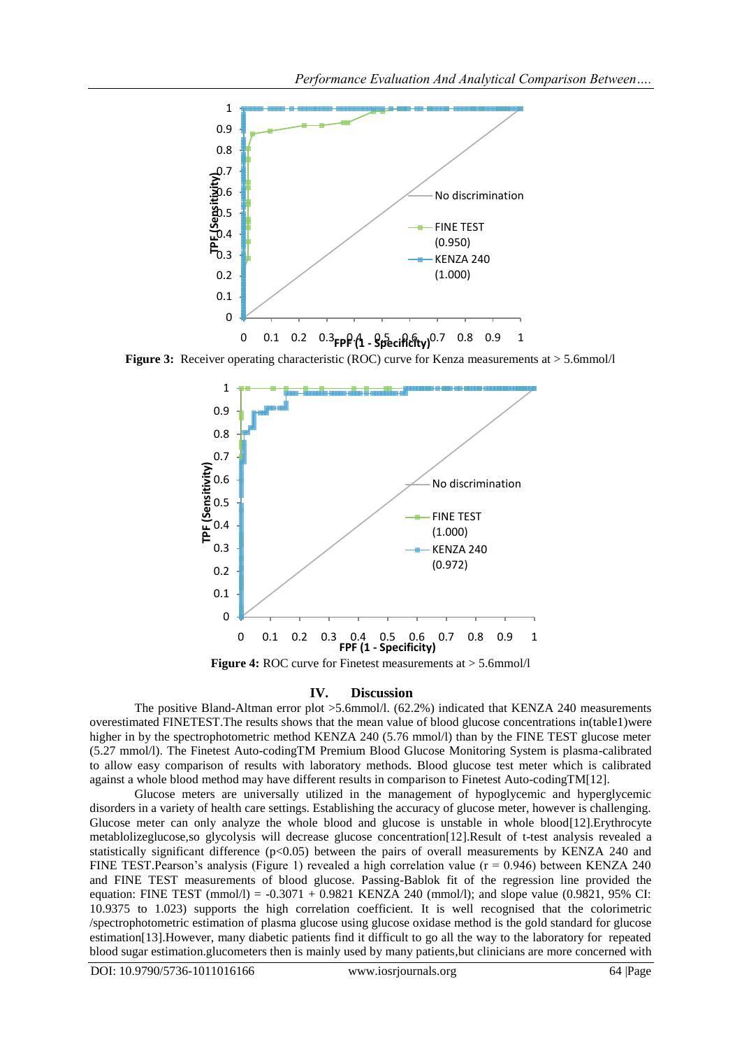**Figure 3:** Receiver operating characteristic (ROC) curve for Kenza measurements at > 5.6mmol/l

**Figure 4:** ROC curve for Finetest measurements at > 5.6mmol/l

## IV. Discussion

The positive Bland-Altman error plot >5.6mmol/l. (62.2%) indicated that KENZA 240 measurements overestimated FINETEST.The results shows that the mean value of blood glucose concentrations in(table1)were higher in by the spectrophotometric method KENZA 240 (5.76 mmol/l) than by the FINE TEST glucose meter (5.27 mmol/l). The Finetest Auto-codingTM Premium Blood Glucose Monitoring System is plasma-calibrated to allow easy comparison of results with laboratory methods. Blood glucose test meter which is calibrated against a whole blood method may have different results in comparison to Finetest Auto-codingTM[12].

Glucose meters are universally utilized in the management of hypoglycemic and hyperglycemic disorders in a variety of health care settings. Establishing the accuracy of glucose meter, however is challenging. Glucose meter can only analyze the whole blood and glucose is unstable in whole blood[12].Erythrocyte metablolizeglucose,so glycolysis will decrease glucose concentration[12].Result of t-test analysis revealed a statistically significant difference ($p<0.05$) between the pairs of overall measurements by KENZA 240 and FINE TEST.Pearson's analysis (Figure 1) revealed a high correlation value ($r = 0.946$) between KENZA 240 and FINE TEST measurements of blood glucose. Passing-Bablok fit of the regression line provided the equation: FINE TEST (mmol/l) = -0.3071 + 0.9821 KENZA 240 (mmol/l); and slope value (0.9821, 95% CI: 10.9375 to 1.023) supports the high correlation coefficient. It is well recognised that the colorimetric /spectrophotometric estimation of plasma glucose using glucose oxidase method is the gold standard for glucose estimation[13].However, many diabetic patients find it difficult to go all the way to the laboratory for repeated blood sugar estimation.glucometers then is mainly used by many patients,but clinicians are more concerned with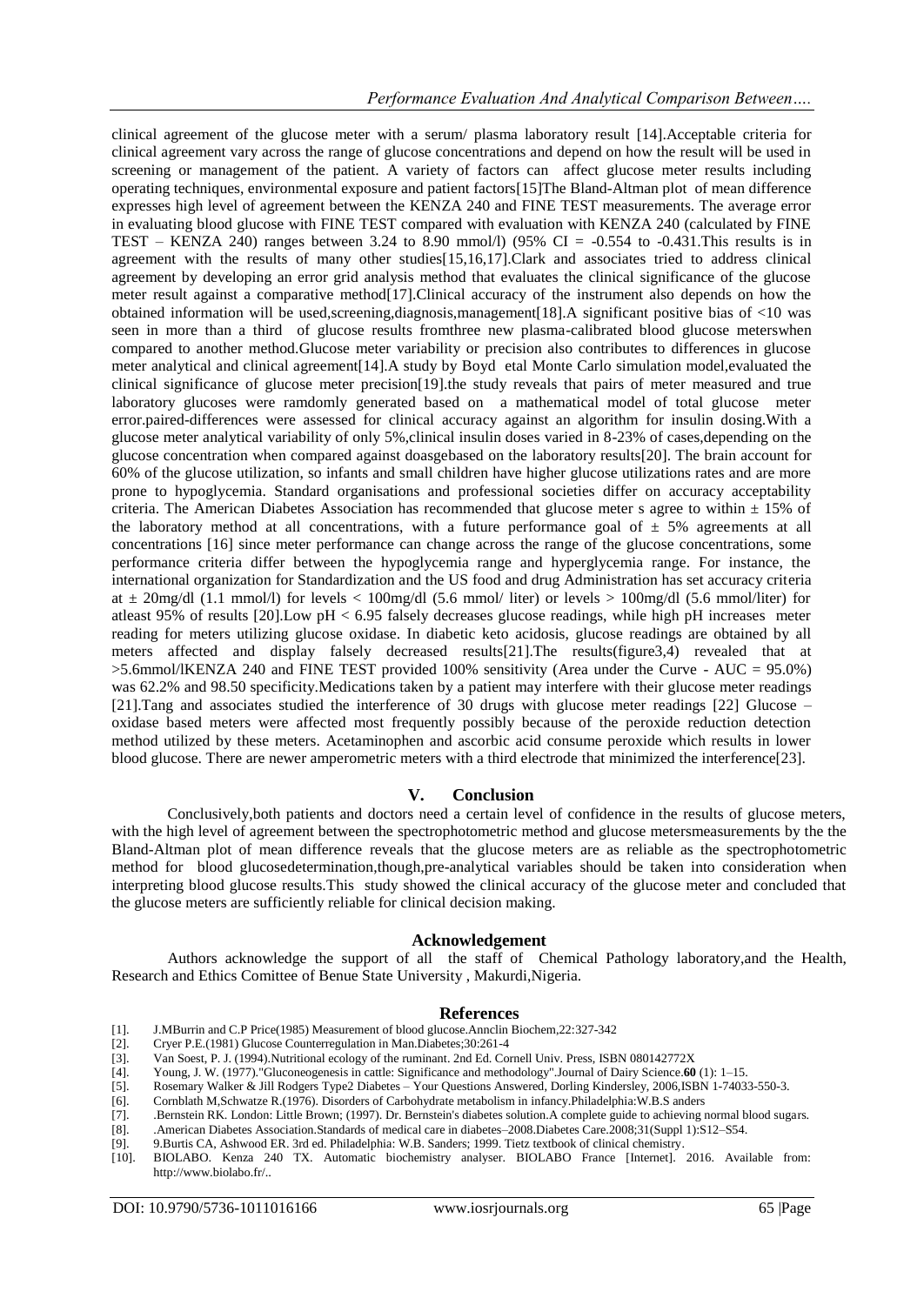clinical agreement of the glucose meter with a serum/ plasma laboratory result [14].Acceptable criteria for clinical agreement vary across the range of glucose concentrations and depend on how the result will be used in screening or management of the patient. A variety of factors can affect glucose meter results including operating techniques, environmental exposure and patient factors[15]The Bland-Altman plot of mean difference expresses high level of agreement between the KENZA 240 and FINE TEST measurements. The average error in evaluating blood glucose with FINE TEST compared with evaluation with KENZA 240 (calculated by FINE TEST – KENZA 240) ranges between 3.24 to 8.90 mmol/l) (95% CI = -0.554 to -0.431.This results is in agreement with the results of many other studies[15,16,17].Clark and associates tried to address clinical agreement by developing an error grid analysis method that evaluates the clinical significance of the glucose meter result against a comparative method[17].Clinical accuracy of the instrument also depends on how the obtained information will be used,screening,diagnosis,management[18].A significant positive bias of <10 was seen in more than a third of glucose results fromthree new plasma-calibrated blood glucose meterswhen compared to another method.Glucose meter variability or precision also contributes to differences in glucose meter analytical and clinical agreement[14].A study by Boyd etal Monte Carlo simulation model,evaluated the clinical significance of glucose meter precision[19].the study reveals that pairs of meter measured and true laboratory glucoses were ramdomly generated based on a mathematical model of total glucose meter error.paired-differences were assessed for clinical accuracy against an algorithm for insulin dosing.With a glucose meter analytical variability of only 5%,clinical insulin doses varied in 8-23% of cases,depending on the glucose concentration when compared against doasgebased on the laboratory results[20]. The brain account for 60% of the glucose utilization, so infants and small children have higher glucose utilizations rates and are more prone to hypoglycemia. Standard organisations and professional societies differ on accuracy acceptability criteria. The American Diabetes Association has recommended that glucose meter s agree to within ± 15% of the laboratory method at all concentrations, with a future performance goal of ± 5% agreements at all concentrations [16] since meter performance can change across the range of the glucose concentrations, some performance criteria differ between the hypoglycemia range and hyperglycemia range. For instance, the international organization for Standardization and the US food and drug Administration has set accuracy criteria at ± 20mg/dl (1.1 mmol/l) for levels < 100mg/dl (5.6 mmol/ liter) or levels > 100mg/dl (5.6 mmol/liter) for atleast 95% of results [20].Low pH < 6.95 falsely decreases glucose readings, while high pH increases meter reading for meters utilizing glucose oxidase. In diabetic keto acidosis, glucose readings are obtained by all meters affected and display falsely decreased results[21].The results(figure3,4) revealed that at >5.6mmol/lKENZA 240 and FINE TEST provided 100% sensitivity (Area under the Curve - AUC = 95.0%) was 62.2% and 98.50 specificity.Medications taken by a patient may interfere with their glucose meter readings [21].Tang and associates studied the interference of 30 drugs with glucose meter readings [22] Glucose – oxidase based meters were affected most frequently possibly because of the peroxide reduction detection method utilized by these meters. Acetaminophen and ascorbic acid consume peroxide which results in lower blood glucose. There are newer amperometric meters with a third electrode that minimized the interference[23].

## V. Conclusion

Conclusively,both patients and doctors need a certain level of confidence in the results of glucose meters, with the high level of agreement between the spectrophotometric method and glucose metersmeasurements by the the Bland-Altman plot of mean difference reveals that the glucose meters are as reliable as the spectrophotometric method for blood glucosedetermination,though,pre-analytical variables should be taken into consideration when interpreting blood glucose results.This study showed the clinical accuracy of the glucose meter and concluded that the glucose meters are sufficiently reliable for clinical decision making.

## Acknowledgement

Authors acknowledge the support of all the staff of Chemical Pathology laboratory,and the Health, Research and Ethics Comittee of Benue State University , Makurdi,Nigeria.

## References

[1]. J.MBurrin and C.P Price(1985) Measurement of blood glucose.Annclin Biochem,22:327-342

[2]. Cryer P.E.(1981) Glucose Counterregulation in Man.Diabetes;30:261-4

[3]. Van Soest, P. J. (1994).Nutritional ecology of the ruminant. 2nd Ed. Cornell Univ. Press, ISBN 080142772X

[4]. Young, J. W. (1977)."Gluconeogenesis in cattle: Significance and methodology".Journal of Dairy Science.**60** (1): 1–15.

[5]. Rosemary Walker & Jill Rodgers Type2 Diabetes – Your Questions Answered, Dorling Kindersley, 2006,ISBN 1-74033-550-3.

[6]. Cornblath M,Schwatze R.(1976). Disorders of Carbohydrate metabolism in infancy.Philadelphia:W.B.S anders

[7]. .Bernstein RK. London: Little Brown; (1997). Dr. Bernstein's diabetes solution.A complete guide to achieving normal blood sugars.

[8]. .American Diabetes Association.Standards of medical care in diabetes–2008.Diabetes Care.2008;31(Suppl 1):S12–S54.

[9]. 9.Burtis CA, Ashwood ER. 3rd ed. Philadelphia: W.B. Sanders; 1999. Tietz textbook of clinical chemistry.

[10]. BIOLABO. Kenza 240 TX. Automatic biochemistry analyser. BIOLABO France [Internet]. 2016. Available from: http://www.biolabo.fr/..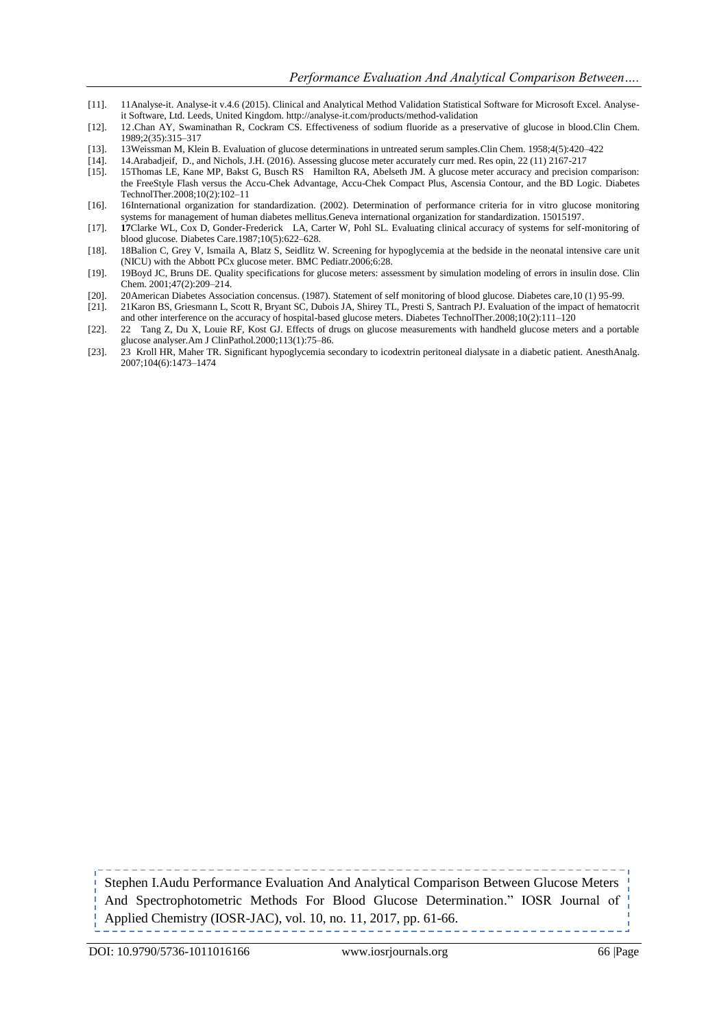[11]. 11Analyse-it. Analyse-it v.4.6 (2015). Clinical and Analytical Method Validation Statistical Software for Microsoft Excel. Analyse-it Software, Ltd. Leeds, United Kingdom. http://analyse-it.com/products/method-validation

[12]. 12.Chan AY, Swaminathan R, Cockram CS. Effectiveness of sodium fluoride as a preservative of glucose in blood.Clin Chem. 1989;2(35):315–317

[13]. 13Weissman M, Klein B. Evaluation of glucose determinations in untreated serum samples.Clin Chem. 1958;4(5):420–422

[14]. 14.Arabadjeif, D., and Nichols, J.H. (2016). Assessing glucose meter accurately curr med. Res opin, 22 (11) 2167-217

[15]. 15Thomas LE, Kane MP, Bakst G, Busch RS Hamilton RA, Abelseth JM. A glucose meter accuracy and precision comparison: the FreeStyle Flash versus the Accu-Chek Advantage, Accu-Chek Compact Plus, Ascensia Contour, and the BD Logic. Diabetes TechnolTher.2008;10(2):102–11

[16]. 16International organization for standardization. (2002). Determination of performance criteria for in vitro glucose monitoring systems for management of human diabetes mellitus.Geneva international organization for standardization. 15015197.

[17]. **17**Clarke WL, Cox D, Gonder-Frederick LA, Carter W, Pohl SL. Evaluating clinical accuracy of systems for self-monitoring of blood glucose. Diabetes Care.1987;10(5):622–628.

[18]. 18Balion C, Grey V, Ismaila A, Blatz S, Seidlitz W. Screening for hypoglycemia at the bedside in the neonatal intensive care unit (NICU) with the Abbott PCx glucose meter. BMC Pediatr.2006;6:28.

[19]. 19Boyd JC, Bruns DE. Quality specifications for glucose meters: assessment by simulation modeling of errors in insulin dose. Clin Chem. 2001;47(2):209–214.

[20]. 20American Diabetes Association concensus. (1987). Statement of self monitoring of blood glucose. Diabetes care,10 (1) 95-99.

[21]. 21Karon BS, Griesmann L, Scott R, Bryant SC, Dubois JA, Shirey TL, Presti S, Santrach PJ. Evaluation of the impact of hematocrit and other interference on the accuracy of hospital-based glucose meters. Diabetes TechnolTher.2008;10(2):111–120

[22]. 22 Tang Z, Du X, Louie RF, Kost GJ. Effects of drugs on glucose measurements with handheld glucose meters and a portable glucose analyser.Am J ClinPathol.2000;113(1):75–86.

[23]. 23 Kroll HR, Maher TR. Significant hypoglycemia secondary to icodextrin peritoneal dialysate in a diabetic patient. AnesthAnalg. 2007;104(6):1473–1474

Stephen I.Audu Performance Evaluation And Analytical Comparison Between Glucose Meters And Spectrophotometric Methods For Blood Glucose Determination." IOSR Journal of Applied Chemistry (IOSR-JAC), vol. 10, no. 11, 2017, pp. 61-66.